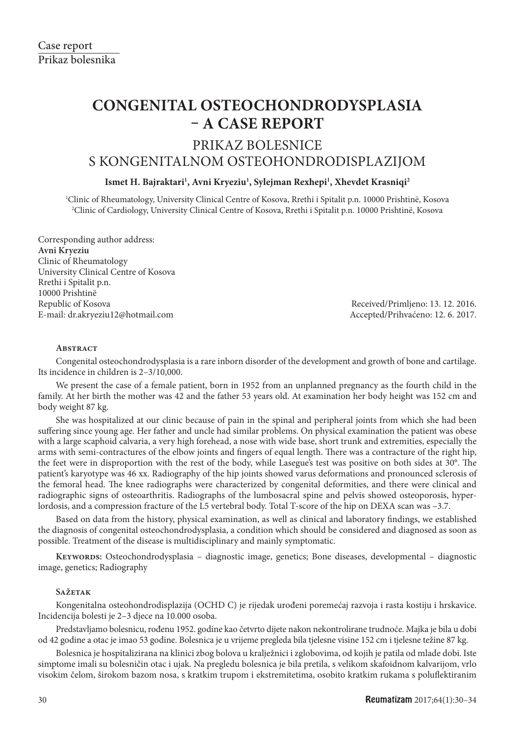Case report
Prikaz bolesnika

# CONGENITAL OSTEOCHONDRODYSPLASIA – A CASE REPORT

## PRIKAZ BOLESNICE S KONGENITALNOM OSTEOHONDRODISPLAZIJOM

**Ismet H. Bajraktari[1], Avni Kryeziu[1], Sylejman Rexhepi[1], Xhevdet Krasniqi[2]**

[1]Clinic of Rheumatology, University Clinical Centre of Kosova, Rrethi i Spitalit p.n. 10000 Prishtinë, Kosova
[2]Clinic of Cardiology, University Clinical Centre of Kosova, Rrethi i Spitalit p.n. 10000 Prishtinë, Kosova

Corresponding author address:
**Avni Kryeziu**
Clinic of Rheumatology
University Clinical Centre of Kosova
Rrethi i Spitalit p.n.
10000 Prishtinë
Republic of Kosova
E-mail: dr.akryeziu12@hotmail.com

Received/Primljeno: 13. 12. 2016.
Accepted/Prihvaćeno: 12. 6. 2017.

### Abstract

Congenital osteochondrodysplasia is a rare inborn disorder of the development and growth of bone and cartilage. Its incidence in children is 2–3/10,000.

We present the case of a female patient, born in 1952 from an unplanned pregnancy as the fourth child in the family. At her birth the mother was 42 and the father 53 years old. At examination her body height was 152 cm and body weight 87 kg.

She was hospitalized at our clinic because of pain in the spinal and peripheral joints from which she had been suffering since young age. Her father and uncle had similar problems. On physical examination the patient was obese with a large scaphoid calvaria, a very high forehead, a nose with wide base, short trunk and extremities, especially the arms with semi-contractures of the elbow joints and fingers of equal length. There was a contracture of the right hip, the feet were in disproportion with the rest of the body, while Lasegue's test was positive on both sides at 30°. The patient's karyotype was 46 xx. Radiography of the hip joints showed varus deformations and pronounced sclerosis of the femoral head. The knee radiographs were characterized by congenital deformities, and there were clinical and radiographic signs of osteoarthritis. Radiographs of the lumbosacral spine and pelvis showed osteoporosis, hyperlordosis, and a compression fracture of the L5 vertebral body. Total T-score of the hip on DEXA scan was –3.7.

Based on data from the history, physical examination, as well as clinical and laboratory findings, we established the diagnosis of congenital osteochondrodysplasia, a condition which should be considered and diagnosed as soon as possible. Treatment of the disease is multidisciplinary and mainly symptomatic.

**Keywords:** Osteochondrodysplasia – diagnostic image, genetics; Bone diseases, developmental – diagnostic image, genetics; Radiography

### Sažetak

Kongenitalna osteohondrodisplazija (OCHD C) je rijedak urođeni poremećaj razvoja i rasta kostiju i hrskavice. Incidencija bolesti je 2–3 djece na 10.000 osoba.

Predstavljamo bolesnicu, rođenu 1952. godine kao četvrto dijete nakon nekontrolirane trudnoće. Majka je bila u dobi od 42 godine a otac je imao 53 godine. Bolesnica je u vrijeme pregleda bila tjelesne visine 152 cm i tjelesne težine 87 kg.

Bolesnica je hospitalizirana na klinici zbog bolova u kralježnici i zglobovima, od kojih je patila od mlade dobi. Iste simptome imali su bolesničin otac i ujak. Na pregledu bolesnica je bila pretila, s velikom skafoidnom kalvarijom, vrlo visokim čelom, širokom bazom nosa, s kratkim trupom i ekstremitetima, osobito kratkim rukama s poluflektiranim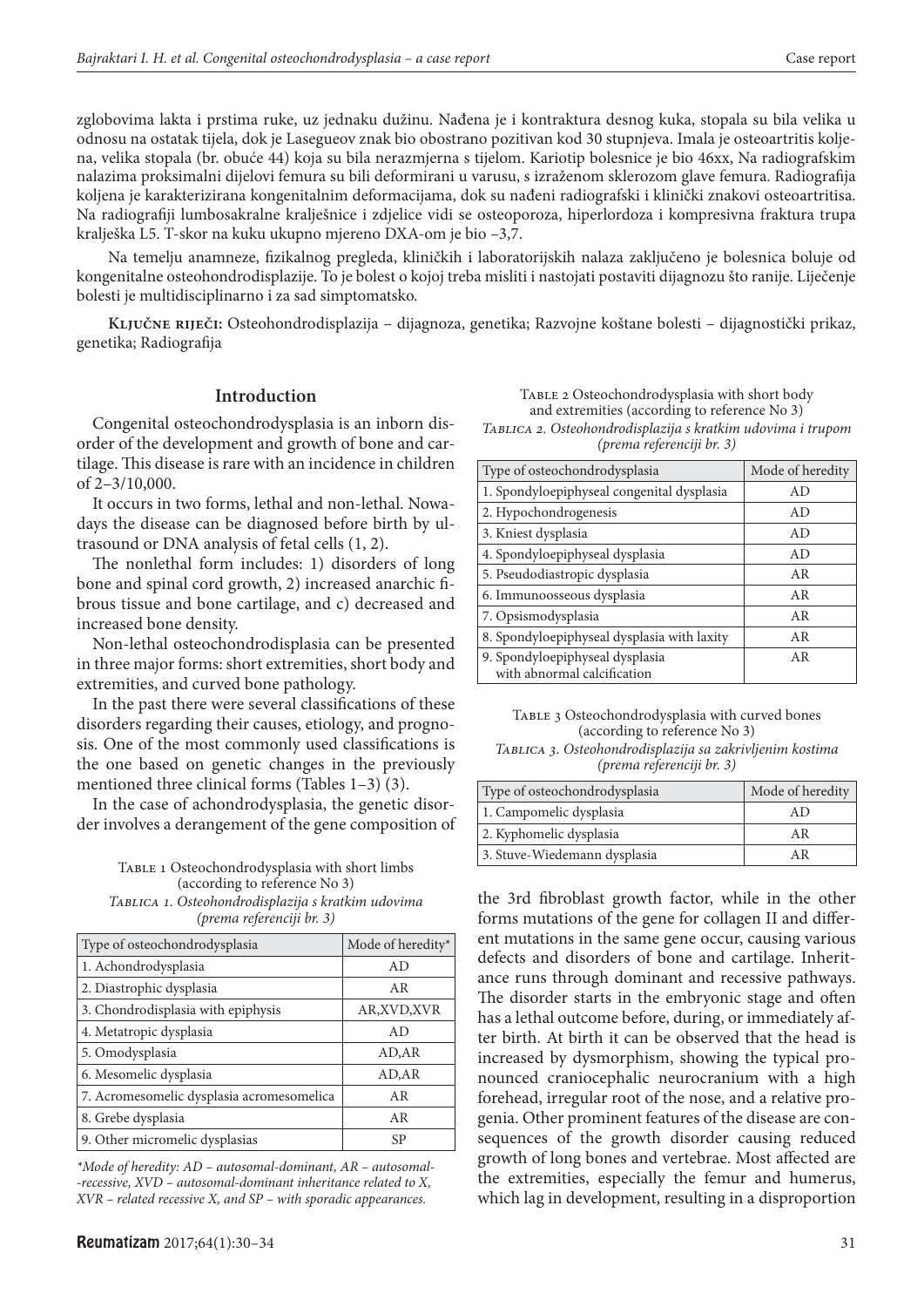zglobovima lakta i prstima ruke, uz jednaku dužinu. Nađena je i kontraktura desnog kuka, stopala su bila velika u odnosu na ostatak tijela, dok je Laségueov znak bio obostrano pozitivan kod 30 stupnjeva. Imala je osteoartritis koljena, velika stopala (br. obuće 44) koja su bila nerazmjerna s tijelom. Kariotip bolesnice je bio 46xx, Na radiografskim nalazima proksimalni dijelovi femura su bili deformirani u varusu, s izraženom sklerozom glave femura. Radiografija koljena je karakterizirana kongenitalnim deformacijama, dok su nađeni radiografski i klinički znakovi osteoartritisa. Na radiografiji lumbosakralne kralješnice i zdjelice vidi se osteoporoza, hiperlordoza i kompresivna fraktura trupa kralješka L5. T-skor na kuku ukupno mjereno DXA-om je bio –3,7.

Na temelju anamneze, fizikalnog pregleda, kliničkih i laboratorijskih nalaza zaključeno je bolesnica boluje od kongenitalne osteohondrodisplazije. To je bolest o kojoj treba misliti i nastojati postaviti dijagnozu što ranije. Liječenje bolesti je multidisciplinarno i za sad simptomatsko.

**Ključne riječi:** Osteohondrodisplazija – dijagnoza, genetika; Razvojne koštane bolesti – dijagnostički prikaz, genetika; Radiografija

## Introduction

Congenital osteochondrodysplasia is an inborn disorder of the development and growth of bone and cartilage. This disease is rare with an incidence in children of 2–3/10,000.

It occurs in two forms, lethal and non-lethal. Nowadays the disease can be diagnosed before birth by ultrasound or DNA analysis of fetal cells (1, 2).

The nonlethal form includes: 1) disorders of long bone and spinal cord growth, 2) increased anarchic fibrous tissue and bone cartilage, and c) decreased and increased bone density.

Non-lethal osteochondrodisplasia can be presented in three major forms: short extremities, short body and extremities, and curved bone pathology.

In the past there were several classifications of these disorders regarding their causes, etiology, and prognosis. One of the most commonly used classifications is the one based on genetic changes in the previously mentioned three clinical forms (Tables 1–3) (3).

In the case of achondrodysplasia, the genetic disorder involves a derangement of the gene composition of the 3rd fibroblast growth factor, while in the other forms mutations of the gene for collagen II and different mutations in the same gene occur, causing various defects and disorders of bone and cartilage. Inheritance runs through dominant and recessive pathways. The disorder starts in the embryonic stage and often has a lethal outcome before, during, or immediately after birth. At birth it can be observed that the head is increased by dysmorphism, showing the typical pronounced craniocephalic neurocranium with a high forehead, irregular root of the nose, and a relative progenia. Other prominent features of the disease are consequences of the growth disorder causing reduced growth of long bones and vertebrae. Most affected are the extremities, especially the femur and humerus, which lag in development, resulting in a disproportion

Table 1 Osteochondrodysplasia with short limbs (according to reference No 3)
*Tablica 1. Osteohondrodisplazija s kratkim udovima (prema referenciji br. 3)*

| Type of osteochondrodysplasia | Mode of heredity* |
|---|---|
| 1. Achondrodysplasia | AD |
| 2. Diastrophic dysplasia | AR |
| 3. Chondrodisplasia with epiphysis | AR,XVD,XVR |
| 4. Metatropic dysplasia | AD |
| 5. Omodysplasia | AD,AR |
| 6. Mesomelic dysplasia | AD,AR |
| 7. Acromesomelic dysplasia acromesomelica | AR |
| 8. Grebe dysplasia | AR |
| 9. Other micromelic dysplasias | SP |

*\*Mode of heredity: AD – autosomal-dominant, AR – autosomal-recessive, XVD – autosomal-dominant inheritance related to X, XVR – related recessive X, and SP – with sporadic appearances.*

Table 2 Osteochondrodysplasia with short body and extremities (according to reference No 3)
*Tablica 2. Osteohondrodisplazija s kratkim udovima i trupom (prema referenciji br. 3)*

| Type of osteochondrodysplasia | Mode of heredity |
|---|---|
| 1. Spondyloepiphyseal congenital dysplasia | AD |
| 2. Hypochondrogenesis | AD |
| 3. Kniest dysplasia | AD |
| 4. Spondyloepiphyseal dysplasia | AD |
| 5. Pseudodiastropic dysplasia | AR |
| 6. Immunoosseous dysplasia | AR |
| 7. Opsismodysplasia | AR |
| 8. Spondyloepiphyseal dysplasia with laxity | AR |
| 9. Spondyloepiphyseal dysplasia with abnormal calcification | AR |

Table 3 Osteochondrodysplasia with curved bones (according to reference No 3)
*Tablica 3. Osteohondrodisplazija sa zakrivljenim kostima (prema referenciji br. 3)*

| Type of osteochondrodysplasia | Mode of heredity |
|---|---|
| 1. Campomelic dysplasia | AD |
| 2. Kyphomelic dysplasia | AR |
| 3. Stuve-Wiedemann dysplasia | AR |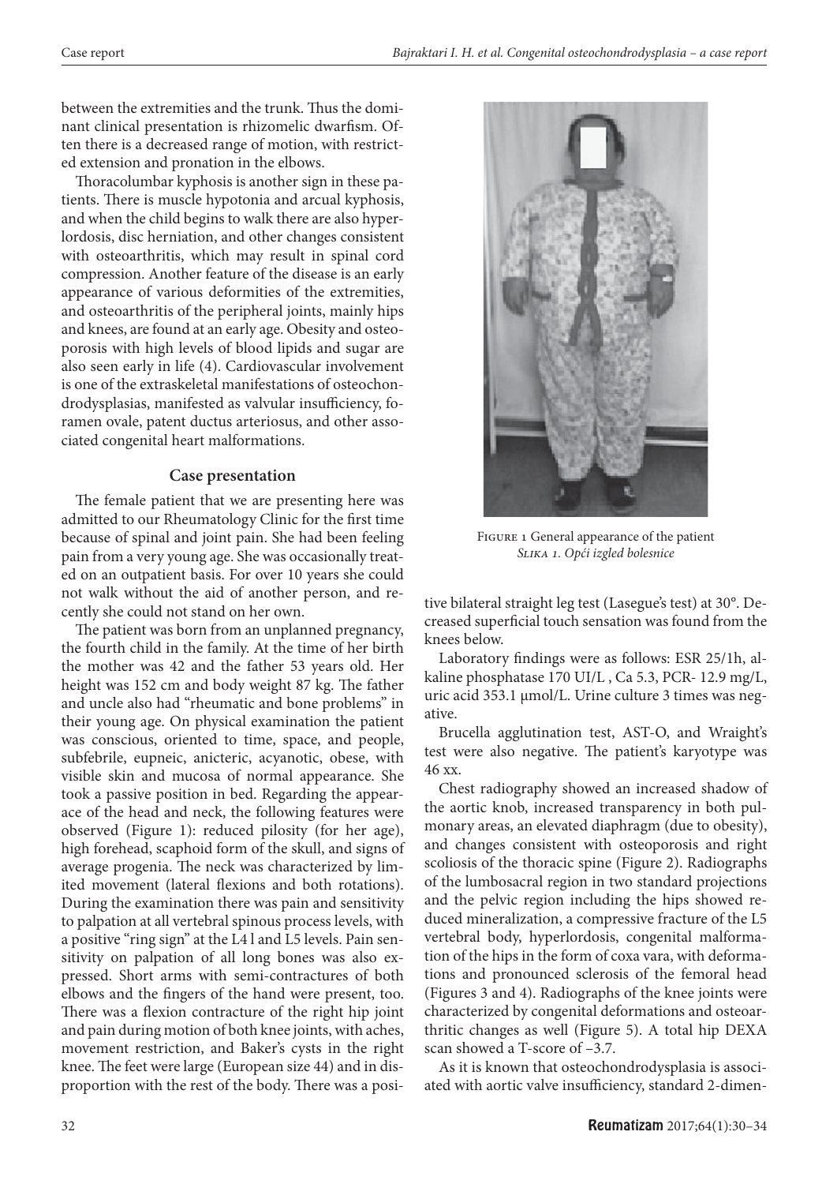between the extremities and the trunk. Thus the dominant clinical presentation is rhizomelic dwarfism. Often there is a decreased range of motion, with restricted extension and pronation in the elbows.

Thoracolumbar kyphosis is another sign in these patients. There is muscle hypotonia and arcual kyphosis, and when the child begins to walk there are also hyperlordosis, disc herniation, and other changes consistent with osteoarthritis, which may result in spinal cord compression. Another feature of the disease is an early appearance of various deformities of the extremities, and osteoarthritis of the peripheral joints, mainly hips and knees, are found at an early age. Obesity and osteoporosis with high levels of blood lipids and sugar are also seen early in life (4). Cardiovascular involvement is one of the extraskeletal manifestations of osteochondrodysplasias, manifested as valvular insufficiency, foramen ovale, patent ductus arteriosus, and other associated congenital heart malformations.

## Case presentation

The female patient that we are presenting here was admitted to our Rheumatology Clinic for the first time because of spinal and joint pain. She had been feeling pain from a very young age. She was occasionally treated on an outpatient basis. For over 10 years she could not walk without the aid of another person, and recently she could not stand on her own.

The patient was born from an unplanned pregnancy, the fourth child in the family. At the time of her birth the mother was 42 and the father 53 years old. Her height was 152 cm and body weight 87 kg. The father and uncle also had "rheumatic and bone problems" in their young age. On physical examination the patient was conscious, oriented to time, space, and people, subfebrile, eupneic, anicteric, acyanotic, obese, with visible skin and mucosa of normal appearance. She took a passive position in bed. Regarding the appearace of the head and neck, the following features were observed (Figure 1): reduced pilosity (for her age), high forehead, scaphoid form of the skull, and signs of average progenia. The neck was characterized by limited movement (lateral flexions and both rotations). During the examination there was pain and sensitivity to palpation at all vertebral spinous process levels, with a positive "ring sign" at the L4 l and L5 levels. Pain sensitivity on palpation of all long bones was also expressed. Short arms with semi-contractures of both elbows and the fingers of the hand were present, too. There was a flexion contracture of the right hip joint and pain during motion of both knee joints, with aches, movement restriction, and Baker's cysts in the right knee. The feet were large (European size 44) and in disproportion with the rest of the body. There was a positive bilateral straight leg test (Lasegue's test) at 30°. Decreased superficial touch sensation was found from the knees below.

Figure 1 General appearance of the patient
*Slika 1. Opći izgled bolesnice*

Laboratory findings were as follows: ESR 25/1h, alkaline phosphatase 170 UI/L , Ca 5.3, PCR- 12.9 mg/L, uric acid 353.1 µmol/L. Urine culture 3 times was negative.

Brucella agglutination test, AST-O, and Wraight's test were also negative. The patient's karyotype was 46 xx.

Chest radiography showed an increased shadow of the aortic knob, increased transparency in both pulmonary areas, an elevated diaphragm (due to obesity), and changes consistent with osteoporosis and right scoliosis of the thoracic spine (Figure 2). Radiographs of the lumbosacral region in two standard projections and the pelvic region including the hips showed reduced mineralization, a compressive fracture of the L5 vertebral body, hyperlordosis, congenital malformation of the hips in the form of coxa vara, with deformations and pronounced sclerosis of the femoral head (Figures 3 and 4). Radiographs of the knee joints were characterized by congenital deformations and osteoarthritic changes as well (Figure 5). A total hip DEXA scan showed a T-score of –3.7.

As it is known that osteochondrodysplasia is associated with aortic valve insufficiency, standard 2-dimen-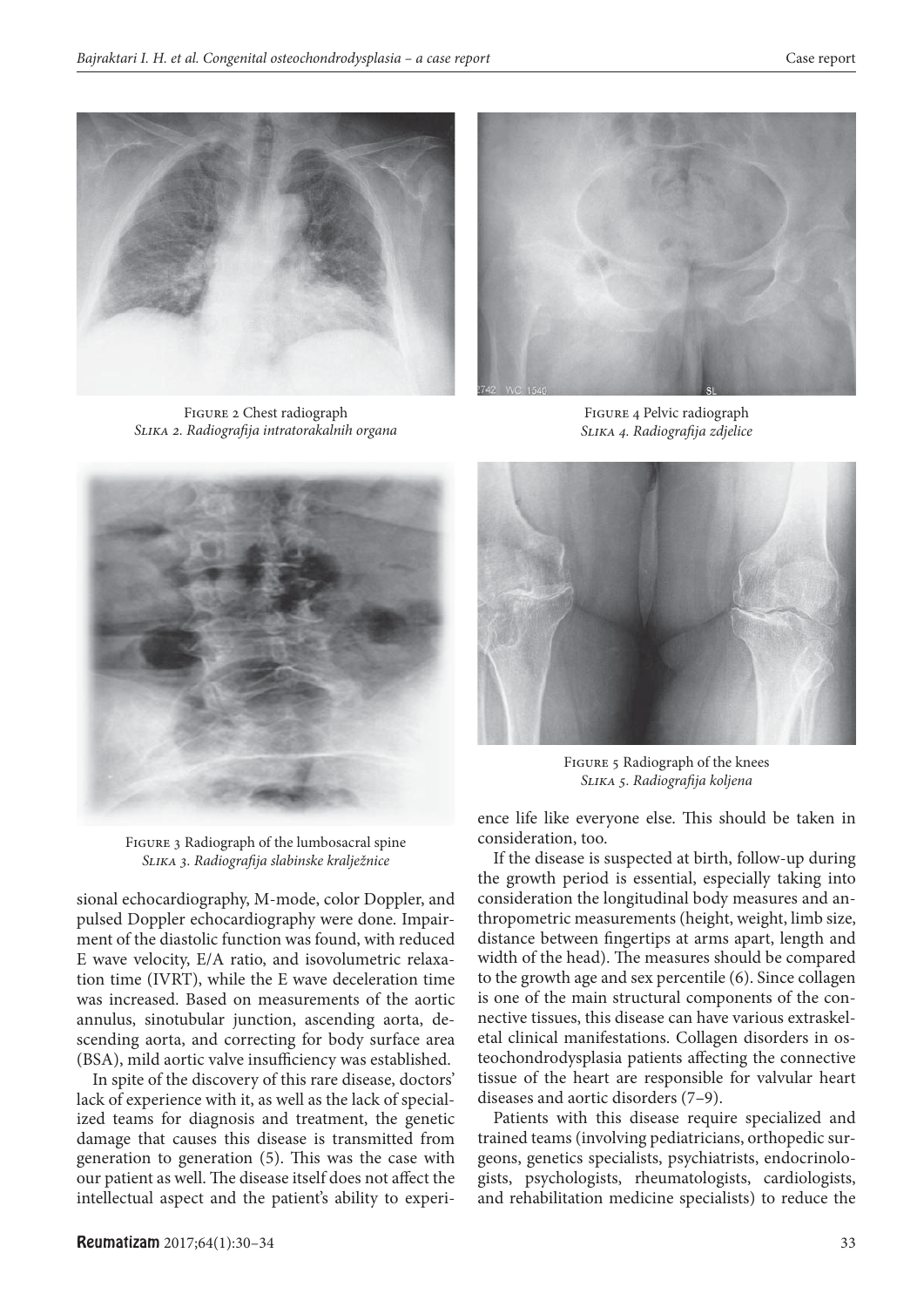Figure 2 Chest radiograph
*Slika 2. Radiografija intratorakalnih organa*

Figure 4 Pelvic radiograph
*Slika 4. Radiografija zdjelice*

Figure 3 Radiograph of the lumbosacral spine
*Slika 3. Radiografija slabinske kralježnice*

Figure 5 Radiograph of the knees
*Slika 5. Radiografija koljena*

sional echocardiography, M-mode, color Doppler, and pulsed Doppler echocardiography were done. Impairment of the diastolic function was found, with reduced E wave velocity, E/A ratio, and isovolumetric relaxation time (IVRT), while the E wave deceleration time was increased. Based on measurements of the aortic annulus, sinotubular junction, ascending aorta, descending aorta, and correcting for body surface area (BSA), mild aortic valve insufficiency was established.

In spite of the discovery of this rare disease, doctors' lack of experience with it, as well as the lack of specialized teams for diagnosis and treatment, the genetic damage that causes this disease is transmitted from generation to generation (5). This was the case with our patient as well. The disease itself does not affect the intellectual aspect and the patient's ability to experience life like everyone else. This should be taken in consideration, too.

If the disease is suspected at birth, follow-up during the growth period is essential, especially taking into consideration the longitudinal body measures and anthropometric measurements (height, weight, limb size, distance between fingertips at arms apart, length and width of the head). The measures should be compared to the growth age and sex percentile (6). Since collagen is one of the main structural components of the connective tissues, this disease can have various extraskeletal clinical manifestations. Collagen disorders in osteochondrodysplasia patients affecting the connective tissue of the heart are responsible for valvular heart diseases and aortic disorders (7–9).

Patients with this disease require specialized and trained teams (involving pediatricians, orthopedic surgeons, genetics specialists, psychiatrists, endocrinologists, psychologists, rheumatologists, cardiologists, and rehabilitation medicine specialists) to reduce the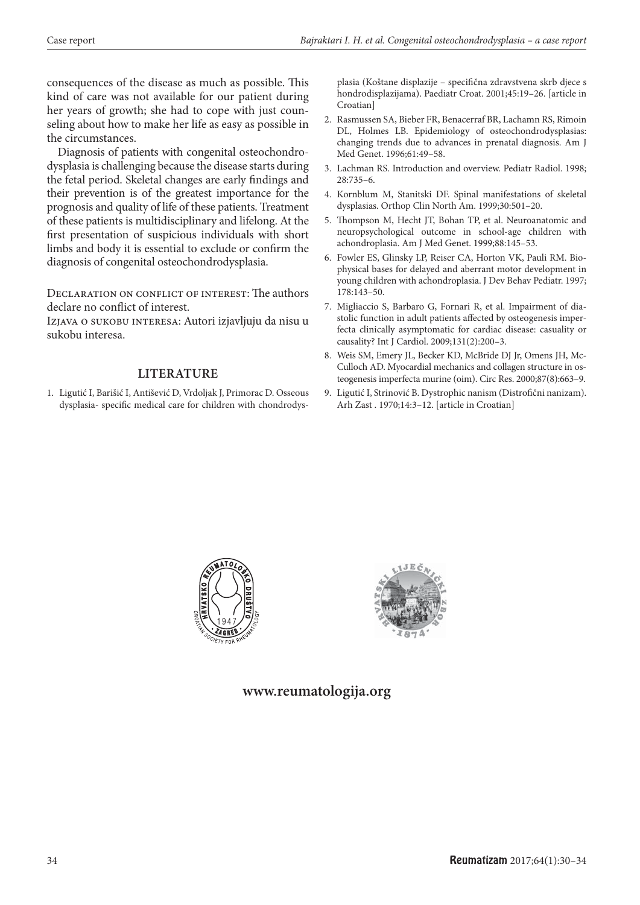consequences of the disease as much as possible. This kind of care was not available for our patient during her years of growth; she had to cope with just counseling about how to make her life as easy as possible in the circumstances.

Diagnosis of patients with congenital osteochondrodysplasia is challenging because the disease starts during the fetal period. Skeletal changes are early findings and their prevention is of the greatest importance for the prognosis and quality of life of these patients. Treatment of these patients is multidisciplinary and lifelong. At the first presentation of suspicious individuals with short limbs and body it is essential to exclude or confirm the diagnosis of congenital osteochondrodysplasia.

Declaration on conflict of interest: The authors declare no conflict of interest.

Izjava o sukobu interesa: Autori izjavljuju da nisu u sukobu interesa.

## LITERATURE

1. Ligutić I, Barišić I, Antišević D, Vrdoljak J, Primorac D. Osseous dysplasia- specific medical care for children with chondrodysplasia (Koštane displazije – specifična zdravstvena skrb djece s hondrodisplazijama). Paediatr Croat. 2001;45:19–26. [article in Croatian]
2. Rasmussen SA, Bieber FR, Benacerraf BR, Lachamn RS, Rimoin DL, Holmes LB. Epidemiology of osteochondrodysplasias: changing trends due to advances in prenatal diagnosis. Am J Med Genet. 1996;61:49–58.
3. Lachman RS. Introduction and overview. Pediatr Radiol. 1998; 28:735–6.
4. Kornblum M, Stanitski DF. Spinal manifestations of skeletal dysplasias. Orthop Clin North Am. 1999;30:501–20.
5. Thompson M, Hecht JT, Bohan TP, et al. Neuroanatomic and neuropsychological outcome in school-age children with achondroplasia. Am J Med Genet. 1999;88:145–53.
6. Fowler ES, Glinsky LP, Reiser CA, Horton VK, Pauli RM. Biophysical bases for delayed and aberrant motor development in young children with achondroplasia. J Dev Behav Pediatr. 1997; 178:143–50.
7. Migliaccio S, Barbaro G, Fornari R, et al. Impairment of diastolic function in adult patients affected by osteogenesis imperfecta clinically asymptomatic for cardiac disease: casuality or causality? Int J Cardiol. 2009;131(2):200–3.
8. Weis SM, Emery JL, Becker KD, McBride DJ Jr, Omens JH, McCulloch AD. Myocardial mechanics and collagen structure in osteogenesis imperfecta murine (oim). Circ Res. 2000;87(8):663–9.
9. Ligutić I, Strinović B. Dystrophic nanism (Distrofični nanizam). Arh Zast . 1970;14:3–12. [article in Croatian]

**www.reumatologija.org**